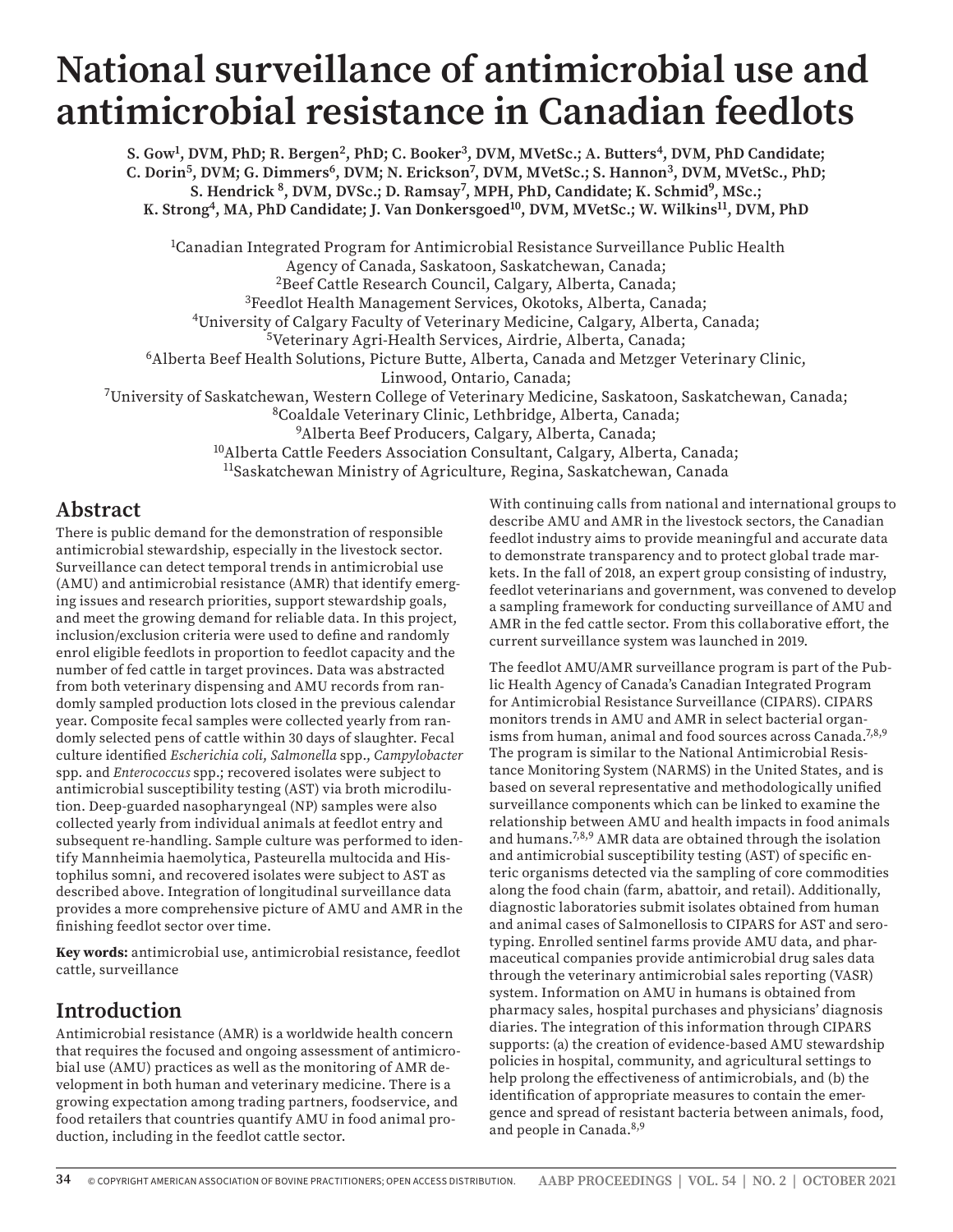# National surveillance of antimicrobial use and antimicrobial resistance in Canadian feedlots

**S. Gow[1], DVM, PhD; R. Bergen[2], PhD; C. Booker[3], DVM, MVetSc.; A. Butters[4], DVM, PhD Candidate; C. Dorin[5], DVM; G. Dimmers[6], DVM; N. Erickson[7], DVM, MVetSc.; S. Hannon[3], DVM, MVetSc., PhD; S. Hendrick [8], DVM, DVSc.; D. Ramsay[7], MPH, PhD, Candidate; K. Schmid[9], MSc.; K. Strong[4], MA, PhD Candidate; J. Van Donkersgoed[10], DVM, MVetSc.; W. Wilkins[11], DVM, PhD**

[1]Canadian Integrated Program for Antimicrobial Resistance Surveillance Public Health Agency of Canada, Saskatoon, Saskatchewan, Canada;
[2]Beef Cattle Research Council, Calgary, Alberta, Canada;
[3]Feedlot Health Management Services, Okotoks, Alberta, Canada;
[4]University of Calgary Faculty of Veterinary Medicine, Calgary, Alberta, Canada;
[5]Veterinary Agri-Health Services, Airdrie, Alberta, Canada;
[6]Alberta Beef Health Solutions, Picture Butte, Alberta, Canada and Metzger Veterinary Clinic, Linwood, Ontario, Canada;
[7]University of Saskatchewan, Western College of Veterinary Medicine, Saskatoon, Saskatchewan, Canada;
[8]Coaldale Veterinary Clinic, Lethbridge, Alberta, Canada;
[9]Alberta Beef Producers, Calgary, Alberta, Canada;
[10]Alberta Cattle Feeders Association Consultant, Calgary, Alberta, Canada;
[11]Saskatchewan Ministry of Agriculture, Regina, Saskatchewan, Canada

## Abstract

There is public demand for the demonstration of responsible antimicrobial stewardship, especially in the livestock sector. Surveillance can detect temporal trends in antimicrobial use (AMU) and antimicrobial resistance (AMR) that identify emerging issues and research priorities, support stewardship goals, and meet the growing demand for reliable data. In this project, inclusion/exclusion criteria were used to define and randomly enrol eligible feedlots in proportion to feedlot capacity and the number of fed cattle in target provinces. Data was abstracted from both veterinary dispensing and AMU records from randomly sampled production lots closed in the previous calendar year. Composite fecal samples were collected yearly from randomly selected pens of cattle within 30 days of slaughter. Fecal culture identified *Escherichia coli*, *Salmonella* spp., *Campylobacter* spp. and *Enterococcus* spp.; recovered isolates were subject to antimicrobial susceptibility testing (AST) via broth microdilution. Deep-guarded nasopharyngeal (NP) samples were also collected yearly from individual animals at feedlot entry and subsequent re-handling. Sample culture was performed to identify Mannheimia haemolytica, Pasteurella multocida and Histophilus somni, and recovered isolates were subject to AST as described above. Integration of longitudinal surveillance data provides a more comprehensive picture of AMU and AMR in the finishing feedlot sector over time.

**Key words:** antimicrobial use, antimicrobial resistance, feedlot cattle, surveillance

## Introduction

Antimicrobial resistance (AMR) is a worldwide health concern that requires the focused and ongoing assessment of antimicrobial use (AMU) practices as well as the monitoring of AMR development in both human and veterinary medicine. There is a growing expectation among trading partners, foodservice, and food retailers that countries quantify AMU in food animal production, including in the feedlot cattle sector.

With continuing calls from national and international groups to describe AMU and AMR in the livestock sectors, the Canadian feedlot industry aims to provide meaningful and accurate data to demonstrate transparency and to protect global trade markets. In the fall of 2018, an expert group consisting of industry, feedlot veterinarians and government, was convened to develop a sampling framework for conducting surveillance of AMU and AMR in the fed cattle sector. From this collaborative effort, the current surveillance system was launched in 2019.

The feedlot AMU/AMR surveillance program is part of the Public Health Agency of Canada's Canadian Integrated Program for Antimicrobial Resistance Surveillance (CIPARS). CIPARS monitors trends in AMU and AMR in select bacterial organisms from human, animal and food sources across Canada.[7,8,9] The program is similar to the National Antimicrobial Resistance Monitoring System (NARMS) in the United States, and is based on several representative and methodologically unified surveillance components which can be linked to examine the relationship between AMU and health impacts in food animals and humans.[7,8,9] AMR data are obtained through the isolation and antimicrobial susceptibility testing (AST) of specific enteric organisms detected via the sampling of core commodities along the food chain (farm, abattoir, and retail). Additionally, diagnostic laboratories submit isolates obtained from human and animal cases of Salmonellosis to CIPARS for AST and serotyping. Enrolled sentinel farms provide AMU data, and pharmaceutical companies provide antimicrobial drug sales data through the veterinary antimicrobial sales reporting (VASR) system. Information on AMU in humans is obtained from pharmacy sales, hospital purchases and physicians' diagnosis diaries. The integration of this information through CIPARS supports: (a) the creation of evidence-based AMU stewardship policies in hospital, community, and agricultural settings to help prolong the effectiveness of antimicrobials, and (b) the identification of appropriate measures to contain the emergence and spread of resistant bacteria between animals, food, and people in Canada.[8,9]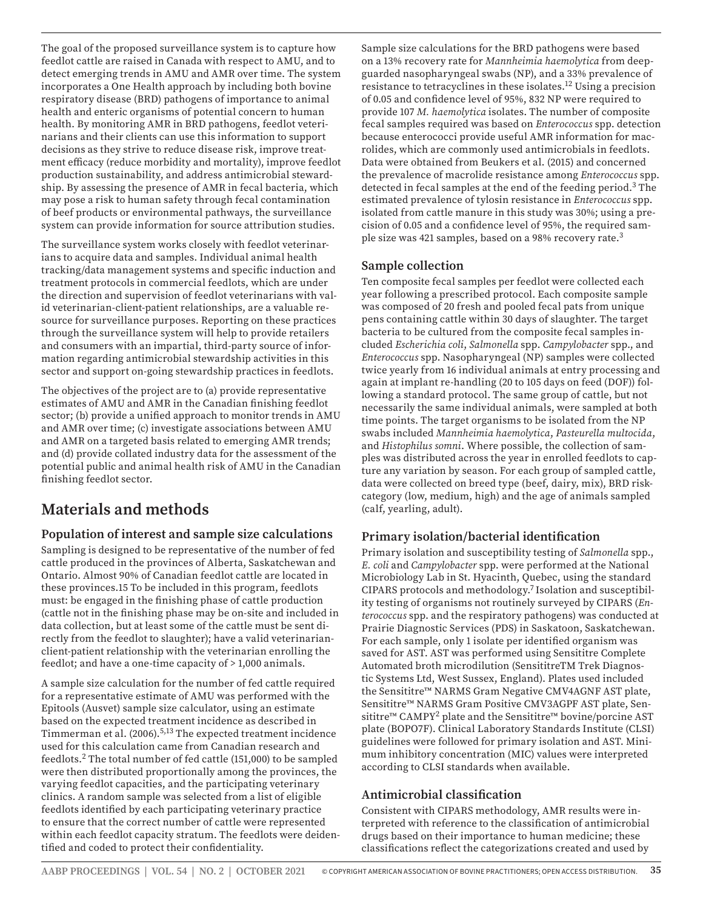The goal of the proposed surveillance system is to capture how feedlot cattle are raised in Canada with respect to AMU, and to detect emerging trends in AMU and AMR over time. The system incorporates a One Health approach by including both bovine respiratory disease (BRD) pathogens of importance to animal health and enteric organisms of potential concern to human health. By monitoring AMR in BRD pathogens, feedlot veterinarians and their clients can use this information to support decisions as they strive to reduce disease risk, improve treatment efficacy (reduce morbidity and mortality), improve feedlot production sustainability, and address antimicrobial stewardship. By assessing the presence of AMR in fecal bacteria, which may pose a risk to human safety through fecal contamination of beef products or environmental pathways, the surveillance system can provide information for source attribution studies.

The surveillance system works closely with feedlot veterinarians to acquire data and samples. Individual animal health tracking/data management systems and specific induction and treatment protocols in commercial feedlots, which are under the direction and supervision of feedlot veterinarians with valid veterinarian-client-patient relationships, are a valuable resource for surveillance purposes. Reporting on these practices through the surveillance system will help to provide retailers and consumers with an impartial, third-party source of information regarding antimicrobial stewardship activities in this sector and support on-going stewardship practices in feedlots.

The objectives of the project are to (a) provide representative estimates of AMU and AMR in the Canadian finishing feedlot sector; (b) provide a unified approach to monitor trends in AMU and AMR over time; (c) investigate associations between AMU and AMR on a targeted basis related to emerging AMR trends; and (d) provide collated industry data for the assessment of the potential public and animal health risk of AMU in the Canadian finishing feedlot sector.

# Materials and methods

## Population of interest and sample size calculations

Sampling is designed to be representative of the number of fed cattle produced in the provinces of Alberta, Saskatchewan and Ontario. Almost 90% of Canadian feedlot cattle are located in these provinces.15 To be included in this program, feedlots must: be engaged in the finishing phase of cattle production (cattle not in the finishing phase may be on-site and included in data collection, but at least some of the cattle must be sent directly from the feedlot to slaughter); have a valid veterinarian-client-patient relationship with the veterinarian enrolling the feedlot; and have a one-time capacity of > 1,000 animals.

A sample size calculation for the number of fed cattle required for a representative estimate of AMU was performed with the Epitools (Ausvet) sample size calculator, using an estimate based on the expected treatment incidence as described in Timmerman et al. (2006).[5,13] The expected treatment incidence used for this calculation came from Canadian research and feedlots.[2] The total number of fed cattle (151,000) to be sampled were then distributed proportionally among the provinces, the varying feedlot capacities, and the participating veterinary clinics. A random sample was selected from a list of eligible feedlots identified by each participating veterinary practice to ensure that the correct number of cattle were represented within each feedlot capacity stratum. The feedlots were deidentified and coded to protect their confidentiality.

Sample size calculations for the BRD pathogens were based on a 13% recovery rate for *Mannheimia haemolytica* from deep-guarded nasopharyngeal swabs (NP), and a 33% prevalence of resistance to tetracyclines in these isolates.[12] Using a precision of 0.05 and confidence level of 95%, 832 NP were required to provide 107 *M. haemolytica* isolates. The number of composite fecal samples required was based on *Enterococcus* spp. detection because enterococci provide useful AMR information for macrolides, which are commonly used antimicrobials in feedlots. Data were obtained from Beukers et al. (2015) and concerned the prevalence of macrolide resistance among *Enterococcus* spp. detected in fecal samples at the end of the feeding period.[3] The estimated prevalence of tylosin resistance in *Enterococcus* spp. isolated from cattle manure in this study was 30%; using a precision of 0.05 and a confidence level of 95%, the required sample size was 421 samples, based on a 98% recovery rate.[3]

## Sample collection

Ten composite fecal samples per feedlot were collected each year following a prescribed protocol. Each composite sample was composed of 20 fresh and pooled fecal pats from unique pens containing cattle within 30 days of slaughter. The target bacteria to be cultured from the composite fecal samples included *Escherichia coli*, *Salmonella* spp. *Campylobacter* spp., and *Enterococcus* spp. Nasopharyngeal (NP) samples were collected twice yearly from 16 individual animals at entry processing and again at implant re-handling (20 to 105 days on feed (DOF)) following a standard protocol. The same group of cattle, but not necessarily the same individual animals, were sampled at both time points. The target organisms to be isolated from the NP swabs included *Mannheimia haemolytica*, *Pasteurella multocida*, and *Histophilus somni*. Where possible, the collection of samples was distributed across the year in enrolled feedlots to capture any variation by season. For each group of sampled cattle, data were collected on breed type (beef, dairy, mix), BRD risk-category (low, medium, high) and the age of animals sampled (calf, yearling, adult).

## Primary isolation/bacterial identification

Primary isolation and susceptibility testing of *Salmonella* spp., *E. coli* and *Campylobacter* spp. were performed at the National Microbiology Lab in St. Hyacinth, Quebec, using the standard CIPARS protocols and methodology.[7] Isolation and susceptibility testing of organisms not routinely surveyed by CIPARS (*Enterococcus* spp. and the respiratory pathogens) was conducted at Prairie Diagnostic Services (PDS) in Saskatoon, Saskatchewan. For each sample, only 1 isolate per identified organism was saved for AST. AST was performed using Sensititre Complete Automated broth microdilution (SensititreTM Trek Diagnostic Systems Ltd, West Sussex, England). Plates used included the Sensititre™ NARMS Gram Negative CMV4AGNF AST plate, Sensititre™ NARMS Gram Positive CMV3AGPF AST plate, Sensititre™ CAMPY[2] plate and the Sensititre™ bovine/porcine AST plate (BOPO7F). Clinical Laboratory Standards Institute (CLSI) guidelines were followed for primary isolation and AST. Minimum inhibitory concentration (MIC) values were interpreted according to CLSI standards when available.

## Antimicrobial classification

Consistent with CIPARS methodology, AMR results were interpreted with reference to the classification of antimicrobial drugs based on their importance to human medicine; these classifications reflect the categorizations created and used by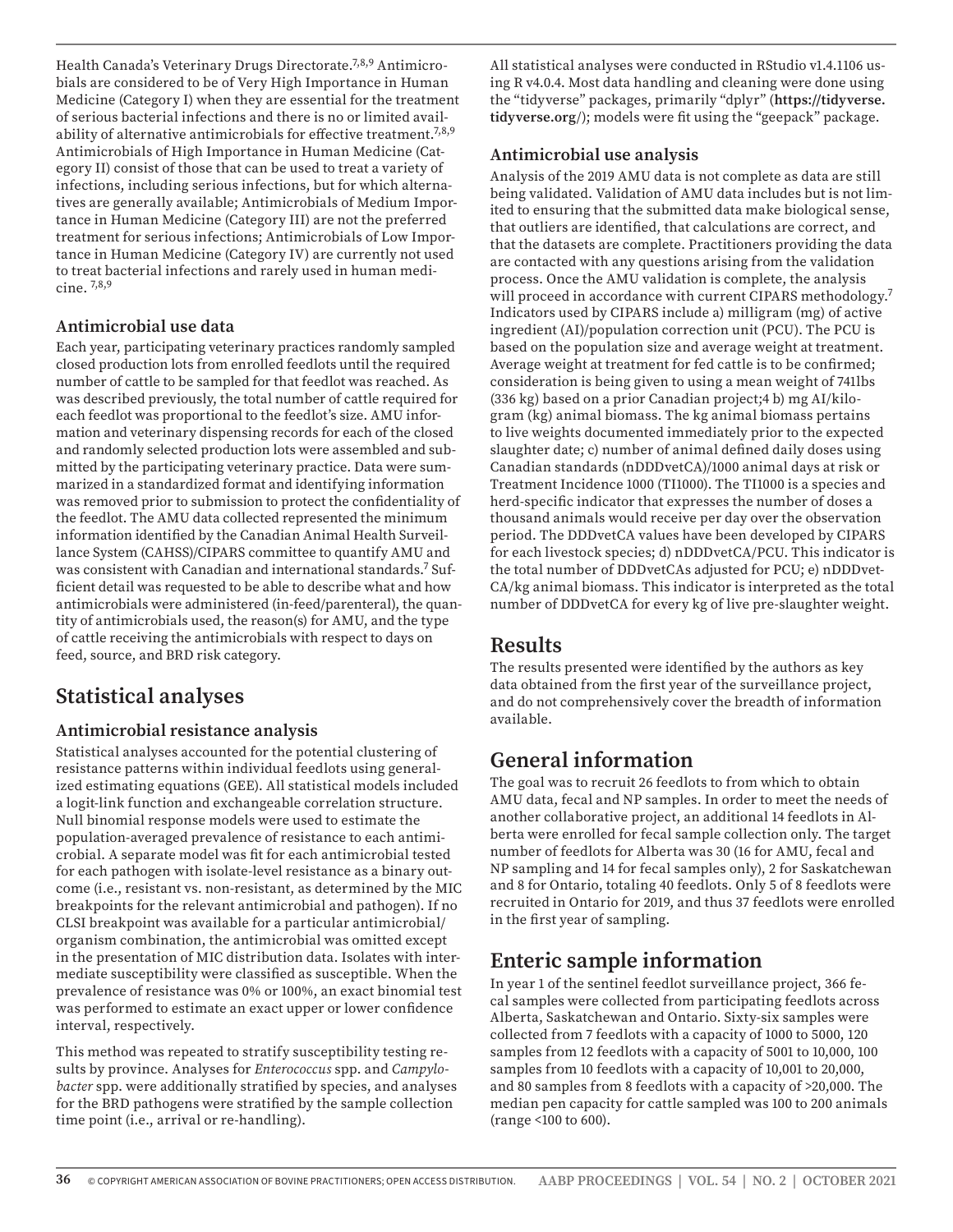Health Canada's Veterinary Drugs Directorate.[7,8,9] Antimicrobials are considered to be of Very High Importance in Human Medicine (Category I) when they are essential for the treatment of serious bacterial infections and there is no or limited availability of alternative antimicrobials for effective treatment.[7,8,9] Antimicrobials of High Importance in Human Medicine (Category II) consist of those that can be used to treat a variety of infections, including serious infections, but for which alternatives are generally available; Antimicrobials of Medium Importance in Human Medicine (Category III) are not the preferred treatment for serious infections; Antimicrobials of Low Importance in Human Medicine (Category IV) are currently not used to treat bacterial infections and rarely used in human medicine. [7,8,9]

### Antimicrobial use data

Each year, participating veterinary practices randomly sampled closed production lots from enrolled feedlots until the required number of cattle to be sampled for that feedlot was reached. As was described previously, the total number of cattle required for each feedlot was proportional to the feedlot's size. AMU information and veterinary dispensing records for each of the closed and randomly selected production lots were assembled and submitted by the participating veterinary practice. Data were summarized in a standardized format and identifying information was removed prior to submission to protect the confidentiality of the feedlot. The AMU data collected represented the minimum information identified by the Canadian Animal Health Surveillance System (CAHSS)/CIPARS committee to quantify AMU and was consistent with Canadian and international standards.[7] Sufficient detail was requested to be able to describe what and how antimicrobials were administered (in-feed/parenteral), the quantity of antimicrobials used, the reason(s) for AMU, and the type of cattle receiving the antimicrobials with respect to days on feed, source, and BRD risk category.

## Statistical analyses

### Antimicrobial resistance analysis

Statistical analyses accounted for the potential clustering of resistance patterns within individual feedlots using generalized estimating equations (GEE). All statistical models included a logit-link function and exchangeable correlation structure. Null binomial response models were used to estimate the population-averaged prevalence of resistance to each antimicrobial. A separate model was fit for each antimicrobial tested for each pathogen with isolate-level resistance as a binary outcome (i.e., resistant vs. non-resistant, as determined by the MIC breakpoints for the relevant antimicrobial and pathogen). If no CLSI breakpoint was available for a particular antimicrobial/organism combination, the antimicrobial was omitted except in the presentation of MIC distribution data. Isolates with intermediate susceptibility were classified as susceptible. When the prevalence of resistance was 0% or 100%, an exact binomial test was performed to estimate an exact upper or lower confidence interval, respectively.

This method was repeated to stratify susceptibility testing results by province. Analyses for *Enterococcus* spp. and *Campylobacter* spp. were additionally stratified by species, and analyses for the BRD pathogens were stratified by the sample collection time point (i.e., arrival or re-handling).

All statistical analyses were conducted in RStudio v1.4.1106 using R v4.0.4. Most data handling and cleaning were done using the "tidyverse" packages, primarily "dplyr" (**https://tidyverse.tidyverse.org/**); models were fit using the "geepack" package.

### Antimicrobial use analysis

Analysis of the 2019 AMU data is not complete as data are still being validated. Validation of AMU data includes but is not limited to ensuring that the submitted data make biological sense, that outliers are identified, that calculations are correct, and that the datasets are complete. Practitioners providing the data are contacted with any questions arising from the validation process. Once the AMU validation is complete, the analysis will proceed in accordance with current CIPARS methodology.[7] Indicators used by CIPARS include a) milligram (mg) of active ingredient (AI)/population correction unit (PCU). The PCU is based on the population size and average weight at treatment. Average weight at treatment for fed cattle is to be confirmed; consideration is being given to using a mean weight of 741lbs (336 kg) based on a prior Canadian project;4 b) mg AI/kilogram (kg) animal biomass. The kg animal biomass pertains to live weights documented immediately prior to the expected slaughter date; c) number of animal defined daily doses using Canadian standards (nDDDvetCA)/1000 animal days at risk or Treatment Incidence 1000 (TI1000). The TI1000 is a species and herd-specific indicator that expresses the number of doses a thousand animals would receive per day over the observation period. The DDDvetCA values have been developed by CIPARS for each livestock species; d) nDDDvetCA/PCU. This indicator is the total number of DDDvetCAs adjusted for PCU; e) nDDDvetCA/kg animal biomass. This indicator is interpreted as the total number of DDDvetCA for every kg of live pre-slaughter weight.

## Results

The results presented were identified by the authors as key data obtained from the first year of the surveillance project, and do not comprehensively cover the breadth of information available.

## General information

The goal was to recruit 26 feedlots to from which to obtain AMU data, fecal and NP samples. In order to meet the needs of another collaborative project, an additional 14 feedlots in Alberta were enrolled for fecal sample collection only. The target number of feedlots for Alberta was 30 (16 for AMU, fecal and NP sampling and 14 for fecal samples only), 2 for Saskatchewan and 8 for Ontario, totaling 40 feedlots. Only 5 of 8 feedlots were recruited in Ontario for 2019, and thus 37 feedlots were enrolled in the first year of sampling.

## Enteric sample information

In year 1 of the sentinel feedlot surveillance project, 366 fecal samples were collected from participating feedlots across Alberta, Saskatchewan and Ontario. Sixty-six samples were collected from 7 feedlots with a capacity of 1000 to 5000, 120 samples from 12 feedlots with a capacity of 5001 to 10,000, 100 samples from 10 feedlots with a capacity of 10,001 to 20,000, and 80 samples from 8 feedlots with a capacity of >20,000. The median pen capacity for cattle sampled was 100 to 200 animals (range <100 to 600).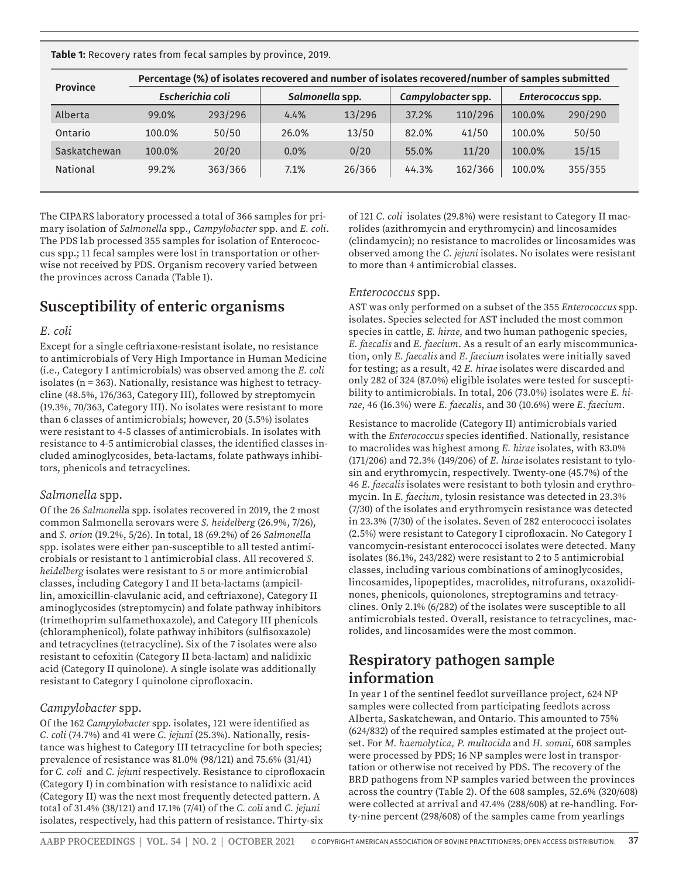**Table 1:** Recovery rates from fecal samples by province, 2019.

| Province | Percentage (%) of isolates recovered and number of isolates recovered/number of samples submitted | | | | | | | |
|---|---|---|---|---|---|---|---|---|
| | *Escherichia coli* | | *Salmonella* spp. | | *Campylobacter* spp. | | *Enterococcus* spp. | |
| Alberta | 99.0% | 293/296 | 4.4% | 13/296 | 37.2% | 110/296 | 100.0% | 290/290 |
| Ontario | 100.0% | 50/50 | 26.0% | 13/50 | 82.0% | 41/50 | 100.0% | 50/50 |
| Saskatchewan | 100.0% | 20/20 | 0.0% | 0/20 | 55.0% | 11/20 | 100.0% | 15/15 |
| National | 99.2% | 363/366 | 7.1% | 26/366 | 44.3% | 162/366 | 100.0% | 355/355 |

The CIPARS laboratory processed a total of 366 samples for primary isolation of *Salmonella* spp., *Campylobacter* spp. and *E. coli*. The PDS lab processed 355 samples for isolation of Enterococcus spp.; 11 fecal samples were lost in transportation or otherwise not received by PDS. Organism recovery varied between the provinces across Canada (Table 1).

## Susceptibility of enteric organisms

### *E. coli*

Except for a single ceftriaxone-resistant isolate, no resistance to antimicrobials of Very High Importance in Human Medicine (i.e., Category I antimicrobials) was observed among the *E. coli* isolates (n = 363). Nationally, resistance was highest to tetracycline (48.5%, 176/363, Category III), followed by streptomycin (19.3%, 70/363, Category III). No isolates were resistant to more than 6 classes of antimicrobials; however, 20 (5.5%) isolates were resistant to 4-5 classes of antimicrobials. In isolates with resistance to 4-5 antimicrobial classes, the identified classes included aminoglycosides, beta-lactams, folate pathways inhibitors, phenicols and tetracyclines.

### *Salmonella* spp.

Of the 26 *Salmonella* spp. isolates recovered in 2019, the 2 most common Salmonella serovars were *S. heidelberg* (26.9%, 7/26), and *S. orion* (19.2%, 5/26). In total, 18 (69.2%) of 26 *Salmonella* spp. isolates were either pan-susceptible to all tested antimicrobials or resistant to 1 antimicrobial class. All recovered *S. heidelberg* isolates were resistant to 5 or more antimicrobial classes, including Category I and II beta-lactams (ampicillin, amoxicillin-clavulanic acid, and ceftriaxone), Category II aminoglycosides (streptomycin) and folate pathway inhibitors (trimethoprim sulfamethoxazole), and Category III phenicols (chloramphenicol), folate pathway inhibitors (sulfisoxazole) and tetracyclines (tetracycline). Six of the 7 isolates were also resistant to cefoxitin (Category II beta-lactam) and nalidixic acid (Category II quinolone). A single isolate was additionally resistant to Category I quinolone ciprofloxacin.

### *Campylobacter* spp.

Of the 162 *Campylobacter* spp. isolates, 121 were identified as *C. coli* (74.7%) and 41 were *C. jejuni* (25.3%). Nationally, resistance was highest to Category III tetracycline for both species; prevalence of resistance was 81.0% (98/121) and 75.6% (31/41) for *C. coli* and *C. jejuni* respectively. Resistance to ciprofloxacin (Category I) in combination with resistance to nalidixic acid (Category II) was the next most frequently detected pattern. A total of 31.4% (38/121) and 17.1% (7/41) of the *C. coli* and *C. jejuni* isolates, respectively, had this pattern of resistance. Thirty-six of 121 *C. coli* isolates (29.8%) were resistant to Category II macrolides (azithromycin and erythromycin) and lincosamides (clindamycin); no resistance to macrolides or lincosamides was observed among the *C. jejuni* isolates. No isolates were resistant to more than 4 antimicrobial classes.

### *Enterococcus* spp.

AST was only performed on a subset of the 355 *Enterococcus* spp. isolates. Species selected for AST included the most common species in cattle, *E. hirae*, and two human pathogenic species, *E. faecalis* and *E. faecium*. As a result of an early miscommunication, only *E. faecalis* and *E. faecium* isolates were initially saved for testing; as a result, 42 *E. hirae* isolates were discarded and only 282 of 324 (87.0%) eligible isolates were tested for susceptibility to antimicrobials. In total, 206 (73.0%) isolates were *E. hirae*, 46 (16.3%) were *E. faecalis*, and 30 (10.6%) were *E. faecium*.

Resistance to macrolide (Category II) antimicrobials varied with the *Enterococcus* species identified. Nationally, resistance to macrolides was highest among *E. hirae* isolates, with 83.0% (171/206) and 72.3% (149/206) of *E. hirae* isolates resistant to tylosin and erythromycin, respectively. Twenty-one (45.7%) of the 46 *E. faecalis* isolates were resistant to both tylosin and erythromycin. In *E. faecium*, tylosin resistance was detected in 23.3% (7/30) of the isolates and erythromycin resistance was detected in 23.3% (7/30) of the isolates. Seven of 282 enterococci isolates (2.5%) were resistant to Category I ciprofloxacin. No Category I vancomycin-resistant enterococci isolates were detected. Many isolates (86.1%, 243/282) were resistant to 2 to 5 antimicrobial classes, including various combinations of aminoglycosides, lincosamides, lipopeptides, macrolides, nitrofurans, oxazolidinones, phenicols, quionolones, streptogramins and tetracyclines. Only 2.1% (6/282) of the isolates were susceptible to all antimicrobials tested. Overall, resistance to tetracyclines, macrolides, and lincosamides were the most common.

## Respiratory pathogen sample information

In year 1 of the sentinel feedlot surveillance project, 624 NP samples were collected from participating feedlots across Alberta, Saskatchewan, and Ontario. This amounted to 75% (624/832) of the required samples estimated at the project outset. For *M. haemolytica, P. multocida* and *H. somni*, 608 samples were processed by PDS; 16 NP samples were lost in transportation or otherwise not received by PDS. The recovery of the BRD pathogens from NP samples varied between the provinces across the country (Table 2). Of the 608 samples, 52.6% (320/608) were collected at arrival and 47.4% (288/608) at re-handling. Forty-nine percent (298/608) of the samples came from yearlings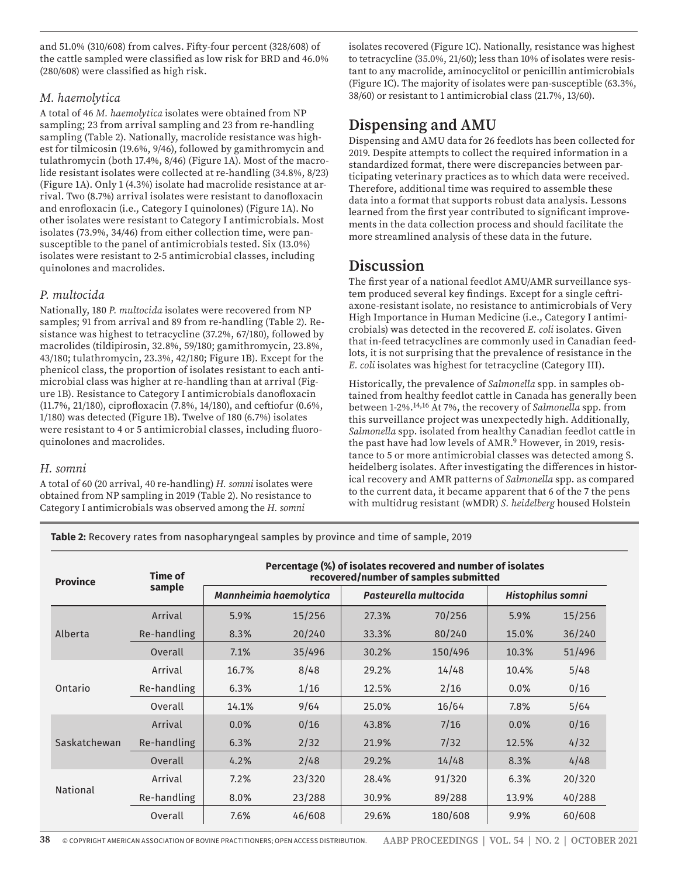and 51.0% (310/608) from calves. Fifty-four percent (328/608) of the cattle sampled were classified as low risk for BRD and 46.0% (280/608) were classified as high risk.

### *M. haemolytica*

A total of 46 *M. haemolytica* isolates were obtained from NP sampling; 23 from arrival sampling and 23 from re-handling sampling (Table 2). Nationally, macrolide resistance was highest for tilmicosin (19.6%, 9/46), followed by gamithromycin and tulathromycin (both 17.4%, 8/46) (Figure 1A). Most of the macrolide resistant isolates were collected at re-handling (34.8%, 8/23) (Figure 1A). Only 1 (4.3%) isolate had macrolide resistance at arrival. Two (8.7%) arrival isolates were resistant to danofloxacin and enrofloxacin (i.e., Category I quinolones) (Figure 1A). No other isolates were resistant to Category I antimicrobials. Most isolates (73.9%, 34/46) from either collection time, were pan-susceptible to the panel of antimicrobials tested. Six (13.0%) isolates were resistant to 2-5 antimicrobial classes, including quinolones and macrolides.

### *P. multocida*

Nationally, 180 *P. multocida* isolates were recovered from NP samples; 91 from arrival and 89 from re-handling (Table 2). Resistance was highest to tetracycline (37.2%, 67/180), followed by macrolides (tildipirosin, 32.8%, 59/180; gamithromycin, 23.8%, 43/180; tulathromycin, 23.3%, 42/180; Figure 1B). Except for the phenicol class, the proportion of isolates resistant to each antimicrobial class was higher at re-handling than at arrival (Figure 1B). Resistance to Category I antimicrobials danofloxacin (11.7%, 21/180), ciprofloxacin (7.8%, 14/180), and ceftiofur (0.6%, 1/180) was detected (Figure 1B). Twelve of 180 (6.7%) isolates were resistant to 4 or 5 antimicrobial classes, including fluoroquinolones and macrolides.

### *H. somni*

A total of 60 (20 arrival, 40 re-handling) *H. somni* isolates were obtained from NP sampling in 2019 (Table 2). No resistance to Category I antimicrobials was observed among the *H. somni* isolates recovered (Figure 1C). Nationally, resistance was highest to tetracycline (35.0%, 21/60); less than 10% of isolates were resistant to any macrolide, aminocyclitol or penicillin antimicrobials (Figure 1C). The majority of isolates were pan-susceptible (63.3%, 38/60) or resistant to 1 antimicrobial class (21.7%, 13/60).

## Dispensing and AMU

Dispensing and AMU data for 26 feedlots has been collected for 2019. Despite attempts to collect the required information in a standardized format, there were discrepancies between participating veterinary practices as to which data were received. Therefore, additional time was required to assemble these data into a format that supports robust data analysis. Lessons learned from the first year contributed to significant improvements in the data collection process and should facilitate the more streamlined analysis of these data in the future.

## Discussion

The first year of a national feedlot AMU/AMR surveillance system produced several key findings. Except for a single ceftriaxone-resistant isolate, no resistance to antimicrobials of Very High Importance in Human Medicine (i.e., Category I antimicrobials) was detected in the recovered *E. coli* isolates. Given that in-feed tetracyclines are commonly used in Canadian feedlots, it is not surprising that the prevalence of resistance in the *E. coli* isolates was highest for tetracycline (Category III).

Historically, the prevalence of *Salmonella* spp. in samples obtained from healthy feedlot cattle in Canada has generally been between 1-2%.[14,16] At 7%, the recovery of *Salmonella* spp. from this surveillance project was unexpectedly high. Additionally, *Salmonella* spp. isolated from healthy Canadian feedlot cattle in the past have had low levels of AMR.[9] However, in 2019, resistance to 5 or more antimicrobial classes was detected among S. heidelberg isolates. After investigating the differences in historical recovery and AMR patterns of *Salmonella* spp. as compared to the current data, it became apparent that 6 of the 7 the pens with multidrug resistant (wMDR) *S. heidelberg* housed Holstein

**Table 2:** Recovery rates from nasopharyngeal samples by province and time of sample, 2019

| Province | Time of sample | Percentage (%) of isolates recovered and number of isolates recovered/number of samples submitted | | | | | |
|---|---|---|---|---|---|---|---|
| | | *Mannheimia haemolytica* | | *Pasteurella multocida* | | *Histophilus somni* | |
| Alberta | Arrival | 5.9% | 15/256 | 27.3% | 70/256 | 5.9% | 15/256 |
| | Re-handling | 8.3% | 20/240 | 33.3% | 80/240 | 15.0% | 36/240 |
| | Overall | 7.1% | 35/496 | 30.2% | 150/496 | 10.3% | 51/496 |
| Ontario | Arrival | 16.7% | 8/48 | 29.2% | 14/48 | 10.4% | 5/48 |
| | Re-handling | 6.3% | 1/16 | 12.5% | 2/16 | 0.0% | 0/16 |
| | Overall | 14.1% | 9/64 | 25.0% | 16/64 | 7.8% | 5/64 |
| Saskatchewan | Arrival | 0.0% | 0/16 | 43.8% | 7/16 | 0.0% | 0/16 |
| | Re-handling | 6.3% | 2/32 | 21.9% | 7/32 | 12.5% | 4/32 |
| | Overall | 4.2% | 2/48 | 29.2% | 14/48 | 8.3% | 4/48 |
| National | Arrival | 7.2% | 23/320 | 28.4% | 91/320 | 6.3% | 20/320 |
| | Re-handling | 8.0% | 23/288 | 30.9% | 89/288 | 13.9% | 40/288 |
| | Overall | 7.6% | 46/608 | 29.6% | 180/608 | 9.9% | 60/608 |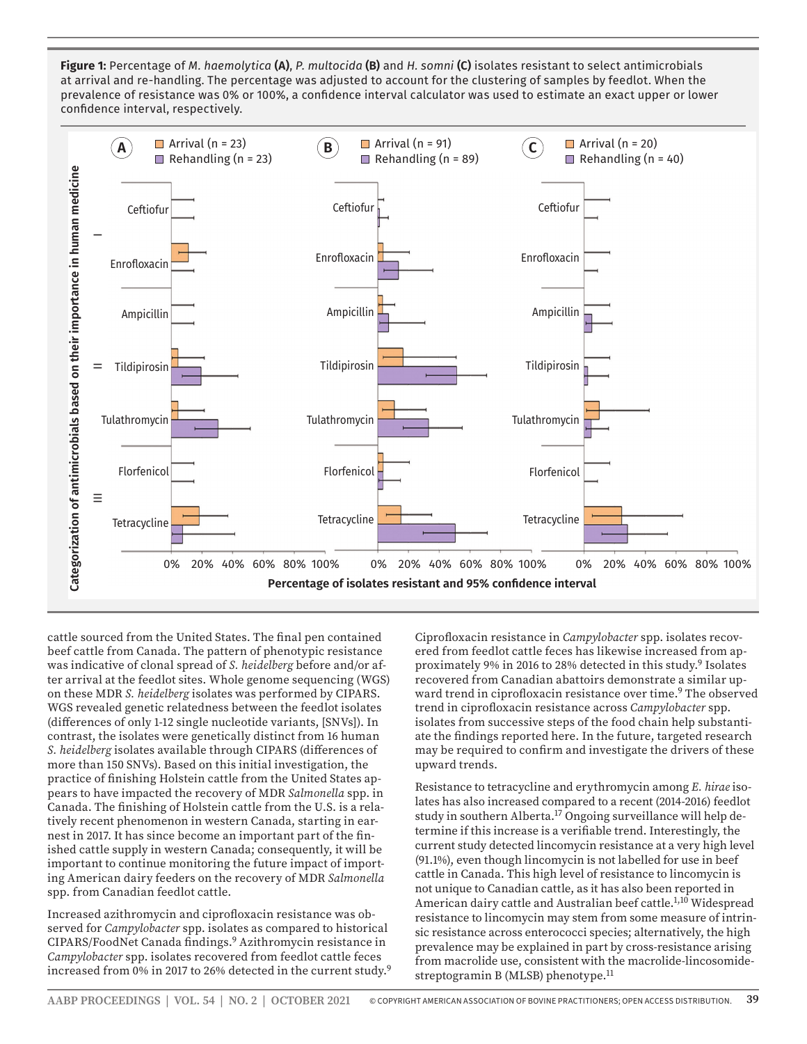**Figure 1:** Percentage of *M. haemolytica* **(A)**, *P. multocida* **(B)** and *H. somni* **(C)** isolates resistant to select antimicrobials at arrival and re-handling. The percentage was adjusted to account for the clustering of samples by feedlot. When the prevalence of resistance was 0% or 100%, a confidence interval calculator was used to estimate an exact upper or lower confidence interval, respectively.

cattle sourced from the United States. The final pen contained beef cattle from Canada. The pattern of phenotypic resistance was indicative of clonal spread of *S. heidelberg* before and/or after arrival at the feedlot sites. Whole genome sequencing (WGS) on these MDR *S. heidelberg* isolates was performed by CIPARS. WGS revealed genetic relatedness between the feedlot isolates (differences of only 1-12 single nucleotide variants, [SNVs]). In contrast, the isolates were genetically distinct from 16 human *S. heidelberg* isolates available through CIPARS (differences of more than 150 SNVs). Based on this initial investigation, the practice of finishing Holstein cattle from the United States appears to have impacted the recovery of MDR *Salmonella* spp. in Canada. The finishing of Holstein cattle from the U.S. is a relatively recent phenomenon in western Canada, starting in earnest in 2017. It has since become an important part of the finished cattle supply in western Canada; consequently, it will be important to continue monitoring the future impact of importing American dairy feeders on the recovery of MDR *Salmonella* spp. from Canadian feedlot cattle.

Increased azithromycin and ciprofloxacin resistance was observed for *Campylobacter* spp. isolates as compared to historical CIPARS/FoodNet Canada findings.[9] Azithromycin resistance in *Campylobacter* spp. isolates recovered from feedlot cattle feces increased from 0% in 2017 to 26% detected in the current study.[9] Ciprofloxacin resistance in *Campylobacter* spp. isolates recovered from feedlot cattle feces has likewise increased from approximately 9% in 2016 to 28% detected in this study.[9] Isolates recovered from Canadian abattoirs demonstrate a similar upward trend in ciprofloxacin resistance over time.[9] The observed trend in ciprofloxacin resistance across *Campylobacter* spp. isolates from successive steps of the food chain help substantiate the findings reported here. In the future, targeted research may be required to confirm and investigate the drivers of these upward trends.

Resistance to tetracycline and erythromycin among *E. hirae* isolates has also increased compared to a recent (2014-2016) feedlot study in southern Alberta.[17] Ongoing surveillance will help determine if this increase is a verifiable trend. Interestingly, the current study detected lincomycin resistance at a very high level (91.1%), even though lincomycin is not labelled for use in beef cattle in Canada. This high level of resistance to lincomycin is not unique to Canadian cattle, as it has also been reported in American dairy cattle and Australian beef cattle.[1,10] Widespread resistance to lincomycin may stem from some measure of intrinsic resistance across enterococci species; alternatively, the high prevalence may be explained in part by cross-resistance arising from macrolide use, consistent with the macrolide-lincosomide-streptogramin B (MLSB) phenotype.[11]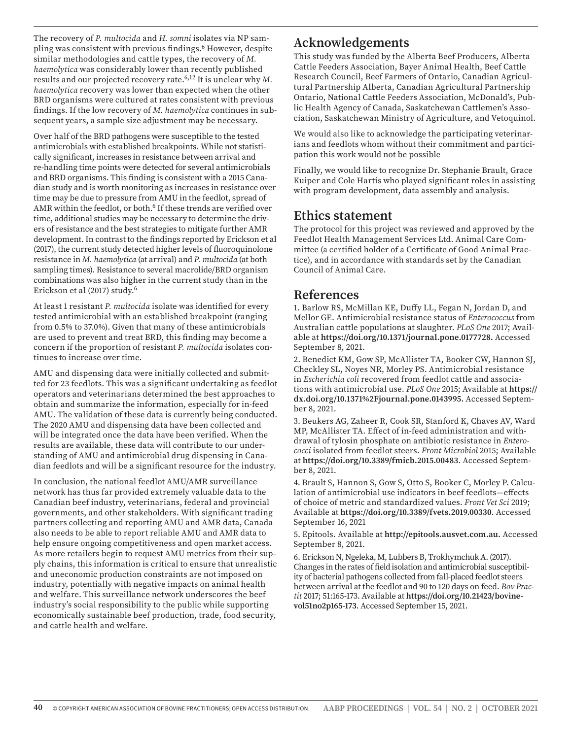The recovery of *P. multocida* and *H. somni* isolates via NP sampling was consistent with previous findings.[6] However, despite similar methodologies and cattle types, the recovery of *M. haemolytica* was considerably lower than recently published results and our projected recovery rate.[6,12] It is unclear why *M. haemolytica* recovery was lower than expected when the other BRD organisms were cultured at rates consistent with previous findings. If the low recovery of *M. haemolytica* continues in subsequent years, a sample size adjustment may be necessary.

Over half of the BRD pathogens were susceptible to the tested antimicrobials with established breakpoints. While not statistically significant, increases in resistance between arrival and re-handling time points were detected for several antimicrobials and BRD organisms. This finding is consistent with a 2015 Canadian study and is worth monitoring as increases in resistance over time may be due to pressure from AMU in the feedlot, spread of AMR within the feedlot, or both.[6] If these trends are verified over time, additional studies may be necessary to determine the drivers of resistance and the best strategies to mitigate further AMR development. In contrast to the findings reported by Erickson et al (2017), the current study detected higher levels of fluoroquinolone resistance in *M. haemolytica* (at arrival) and *P. multocida* (at both sampling times). Resistance to several macrolide/BRD organism combinations was also higher in the current study than in the Erickson et al (2017) study.[6]

At least 1 resistant *P. multocida* isolate was identified for every tested antimicrobial with an established breakpoint (ranging from 0.5% to 37.0%). Given that many of these antimicrobials are used to prevent and treat BRD, this finding may become a concern if the proportion of resistant *P. multocida* isolates continues to increase over time.

AMU and dispensing data were initially collected and submitted for 23 feedlots. This was a significant undertaking as feedlot operators and veterinarians determined the best approaches to obtain and summarize the information, especially for in-feed AMU. The validation of these data is currently being conducted. The 2020 AMU and dispensing data have been collected and will be integrated once the data have been verified. When the results are available, these data will contribute to our understanding of AMU and antimicrobial drug dispensing in Canadian feedlots and will be a significant resource for the industry.

In conclusion, the national feedlot AMU/AMR surveillance network has thus far provided extremely valuable data to the Canadian beef industry, veterinarians, federal and provincial governments, and other stakeholders. With significant trading partners collecting and reporting AMU and AMR data, Canada also needs to be able to report reliable AMU and AMR data to help ensure ongoing competitiveness and open market access. As more retailers begin to request AMU metrics from their supply chains, this information is critical to ensure that unrealistic and uneconomic production constraints are not imposed on industry, potentially with negative impacts on animal health and welfare. This surveillance network underscores the beef industry's social responsibility to the public while supporting economically sustainable beef production, trade, food security, and cattle health and welfare.

## Acknowledgements

This study was funded by the Alberta Beef Producers, Alberta Cattle Feeders Association, Bayer Animal Health, Beef Cattle Research Council, Beef Farmers of Ontario, Canadian Agricultural Partnership Alberta, Canadian Agricultural Partnership Ontario, National Cattle Feeders Association, McDonald's, Public Health Agency of Canada, Saskatchewan Cattlemen's Association, Saskatchewan Ministry of Agriculture, and Vetoquinol.

We would also like to acknowledge the participating veterinarians and feedlots whom without their commitment and participation this work would not be possible

Finally, we would like to recognize Dr. Stephanie Brault, Grace Kuiper and Cole Hartis who played significant roles in assisting with program development, data assembly and analysis.

## Ethics statement

The protocol for this project was reviewed and approved by the Feedlot Health Management Services Ltd. Animal Care Committee (a certified holder of a Certificate of Good Animal Practice), and in accordance with standards set by the Canadian Council of Animal Care.

## References

1. Barlow RS, McMillan KE, Duffy LL, Fegan N, Jordan D, and Mellor GE. Antimicrobial resistance status of *Enterococcus* from Australian cattle populations at slaughter. *PLoS One* 2017; Available at **https://doi.org/10.1371/journal.pone.0177728.** Accessed September 8, 2021.

2. Benedict KM, Gow SP, McAllister TA, Booker CW, Hannon SJ, Checkley SL, Noyes NR, Morley PS. Antimicrobial resistance in *Escherichia coli* recovered from feedlot cattle and associations with antimicrobial use. *PLoS One* 2015; Available at **https://dx.doi.org/10.1371%2Fjournal.pone.0143995.** Accessed September 8, 2021.

3. Beukers AG, Zaheer R, Cook SR, Stanford K, Chaves AV, Ward MP, McAllister TA. Effect of in-feed administration and withdrawal of tylosin phosphate on antibiotic resistance in *Enterococci* isolated from feedlot steers. *Front Microbiol* 2015; Available at **https://doi.org/10.3389/fmicb.2015.00483**. Accessed September 8, 2021.

4. Brault S, Hannon S, Gow S, Otto S, Booker C, Morley P. Calculation of antimicrobial use indicators in beef feedlots—effects of choice of metric and standardized values. *Front Vet Sci* 2019; Available at **https://doi.org/10.3389/fvets.2019.00330**. Accessed September 16, 2021

5. Epitools. Available at **http://epitools.ausvet.com.au.** Accessed September 8, 2021.

6. Erickson N, Ngeleka, M, Lubbers B, Trokhymchuk A. (2017). Changes in the rates of field isolation and antimicrobial susceptibility of bacterial pathogens collected from fall-placed feedlot steers between arrival at the feedlot and 90 to 120 days on feed. *Bov Practit* 2017; 51:165-173. Available at **https://doi.org/10.21423/bovine-vol51no2p165-173**. Accessed September 15, 2021.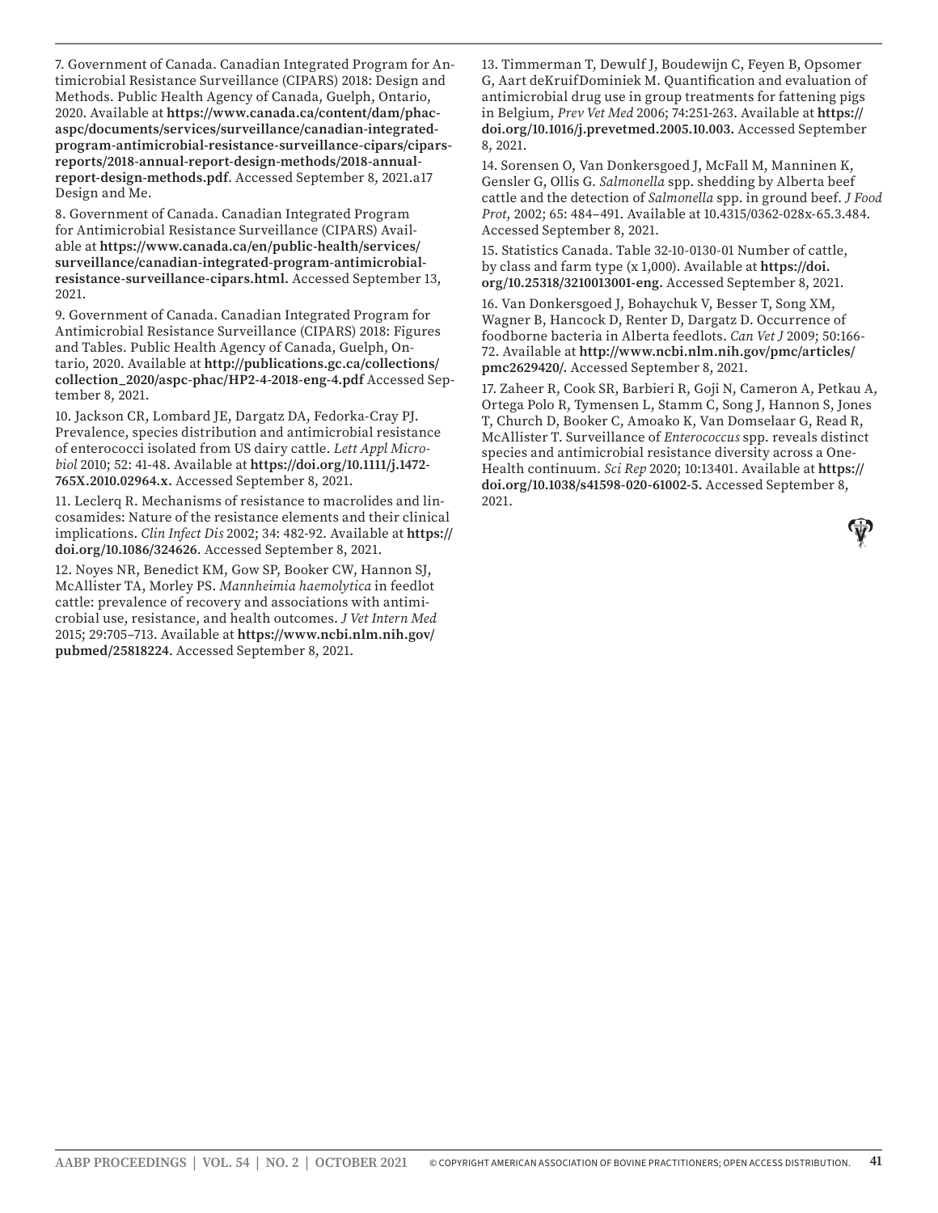7. Government of Canada. Canadian Integrated Program for Antimicrobial Resistance Surveillance (CIPARS) 2018: Design and Methods. Public Health Agency of Canada, Guelph, Ontario, 2020. Available at **https://www.canada.ca/content/dam/phac-aspc/documents/services/surveillance/canadian-integrated-program-antimicrobial-resistance-surveillance-cipars/cipars-reports/2018-annual-report-design-methods/2018-annual-report-design-methods.pdf**. Accessed September 8, 2021.a17 Design and Me.

8. Government of Canada. Canadian Integrated Program for Antimicrobial Resistance Surveillance (CIPARS) Available at **https://www.canada.ca/en/public-health/services/surveillance/canadian-integrated-program-antimicrobial-resistance-surveillance-cipars.html.** Accessed September 13, 2021.

9. Government of Canada. Canadian Integrated Program for Antimicrobial Resistance Surveillance (CIPARS) 2018: Figures and Tables. Public Health Agency of Canada, Guelph, Ontario, 2020. Available at **http://publications.gc.ca/collections/collection_2020/aspc-phac/HP2-4-2018-eng-4.pdf** Accessed September 8, 2021.

10. Jackson CR, Lombard JE, Dargatz DA, Fedorka-Cray PJ. Prevalence, species distribution and antimicrobial resistance of enterococci isolated from US dairy cattle. *Lett Appl Microbiol* 2010; 52: 41-48. Available at **https://doi.org/10.1111/j.1472-765X.2010.02964.x.** Accessed September 8, 2021.

11. Leclerq R. Mechanisms of resistance to macrolides and lincosamides: Nature of the resistance elements and their clinical implications. *Clin Infect Dis* 2002; 34: 482-92. Available at **https://doi.org/10.1086/324626**. Accessed September 8, 2021.

12. Noyes NR, Benedict KM, Gow SP, Booker CW, Hannon SJ, McAllister TA, Morley PS. *Mannheimia haemolytica* in feedlot cattle: prevalence of recovery and associations with antimicrobial use, resistance, and health outcomes. *J Vet Intern Med* 2015; 29:705–713. Available at **https://www.ncbi.nlm.nih.gov/pubmed/25818224**. Accessed September 8, 2021.

13. Timmerman T, Dewulf J, Boudewijn C, Feyen B, Opsomer G, Aart deKruifDominiek M. Quantification and evaluation of antimicrobial drug use in group treatments for fattening pigs in Belgium, *Prev Vet Med* 2006; 74:251-263. Available at **https://doi.org/10.1016/j.prevetmed.2005.10.003.** Accessed September 8, 2021.

14. Sorensen O, Van Donkersgoed J, McFall M, Manninen K, Gensler G, Ollis G. *Salmonella* spp. shedding by Alberta beef cattle and the detection of *Salmonella* spp. in ground beef. *J Food Prot*, 2002; 65: 484–491. Available at 10.4315/0362-028x-65.3.484. Accessed September 8, 2021.

15. Statistics Canada. Table 32-10-0130-01 Number of cattle, by class and farm type (x 1,000). Available at **https://doi.org/10.25318/3210013001-eng.** Accessed September 8, 2021.

16. Van Donkersgoed J, Bohaychuk V, Besser T, Song XM, Wagner B, Hancock D, Renter D, Dargatz D. Occurrence of foodborne bacteria in Alberta feedlots. *Can Vet J* 2009; 50:166-72. Available at **http://www.ncbi.nlm.nih.gov/pmc/articles/pmc2629420/.** Accessed September 8, 2021.

17. Zaheer R, Cook SR, Barbieri R, Goji N, Cameron A, Petkau A, Ortega Polo R, Tymensen L, Stamm C, Song J, Hannon S, Jones T, Church D, Booker C, Amoako K, Van Domselaar G, Read R, McAllister T. Surveillance of *Enterococcus* spp. reveals distinct species and antimicrobial resistance diversity across a One-Health continuum. *Sci Rep* 2020; 10:13401. Available at **https://doi.org/10.1038/s41598-020-61002-5.** Accessed September 8, 2021.